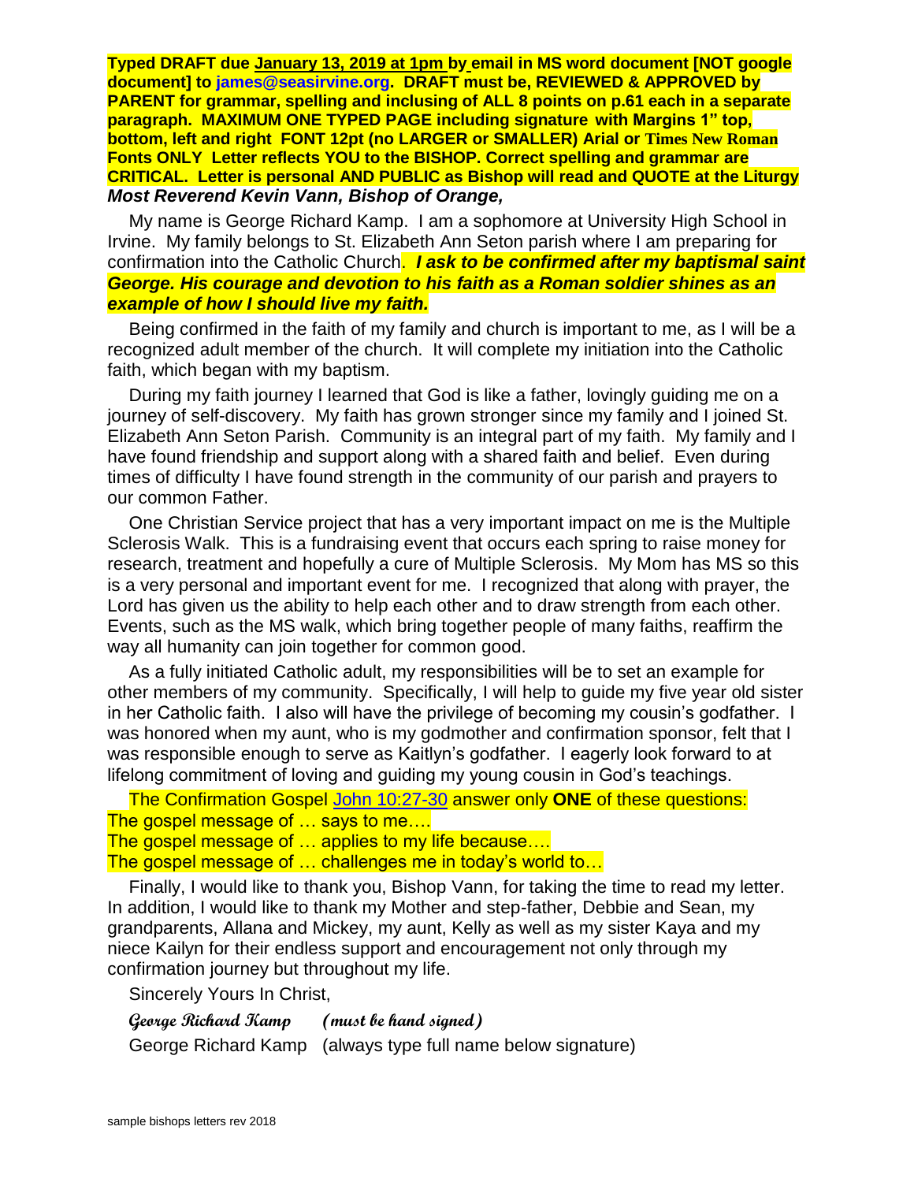**Typed DRAFT due January 13, 2019 at 1pm by email in MS word document [NOT google document] to james@seasirvine.org. DRAFT must be, REVIEWED & APPROVED by PARENT for grammar, spelling and inclusing of ALL 8 points on p.61 each in a separate paragraph. MAXIMUM ONE TYPED PAGE including signature with Margins 1" top, bottom, left and right FONT 12pt (no LARGER or SMALLER) Arial or Times New Roman Fonts ONLY Letter reflects YOU to the BISHOP. Correct spelling and grammar are CRITICAL. Letter is personal AND PUBLIC as Bishop will read and QUOTE at the Liturgy**

***Most Reverend Kevin Vann, Bishop of Orange,***

My name is George Richard Kamp. I am a sophomore at University High School in Irvine. My family belongs to St. Elizabeth Ann Seton parish where I am preparing for confirmation into the Catholic Church. ***I ask to be confirmed after my baptismal saint George. His courage and devotion to his faith as a Roman soldier shines as an example of how I should live my faith.***

Being confirmed in the faith of my family and church is important to me, as I will be a recognized adult member of the church. It will complete my initiation into the Catholic faith, which began with my baptism.

During my faith journey I learned that God is like a father, lovingly guiding me on a journey of self-discovery. My faith has grown stronger since my family and I joined St. Elizabeth Ann Seton Parish. Community is an integral part of my faith. My family and I have found friendship and support along with a shared faith and belief. Even during times of difficulty I have found strength in the community of our parish and prayers to our common Father.

One Christian Service project that has a very important impact on me is the Multiple Sclerosis Walk. This is a fundraising event that occurs each spring to raise money for research, treatment and hopefully a cure of Multiple Sclerosis. My Mom has MS so this is a very personal and important event for me. I recognized that along with prayer, the Lord has given us the ability to help each other and to draw strength from each other. Events, such as the MS walk, which bring together people of many faiths, reaffirm the way all humanity can join together for common good.

As a fully initiated Catholic adult, my responsibilities will be to set an example for other members of my community. Specifically, I will help to guide my five year old sister in her Catholic faith. I also will have the privilege of becoming my cousin's godfather. I was honored when my aunt, who is my godmother and confirmation sponsor, felt that I was responsible enough to serve as Kaitlyn's godfather. I eagerly look forward to at lifelong commitment of loving and guiding my young cousin in God's teachings.

The Confirmation Gospel John 10:27-30 answer only **ONE** of these questions:
The gospel message of … says to me….
The gospel message of … applies to my life because….
The gospel message of … challenges me in today's world to…

Finally, I would like to thank you, Bishop Vann, for taking the time to read my letter. In addition, I would like to thank my Mother and step-father, Debbie and Sean, my grandparents, Allana and Mickey, my aunt, Kelly as well as my sister Kaya and my niece Kailyn for their endless support and encouragement not only through my confirmation journey but throughout my life.

Sincerely Yours In Christ,

**George Richard Kamp (must be hand signed)**

George Richard Kamp (always type full name below signature)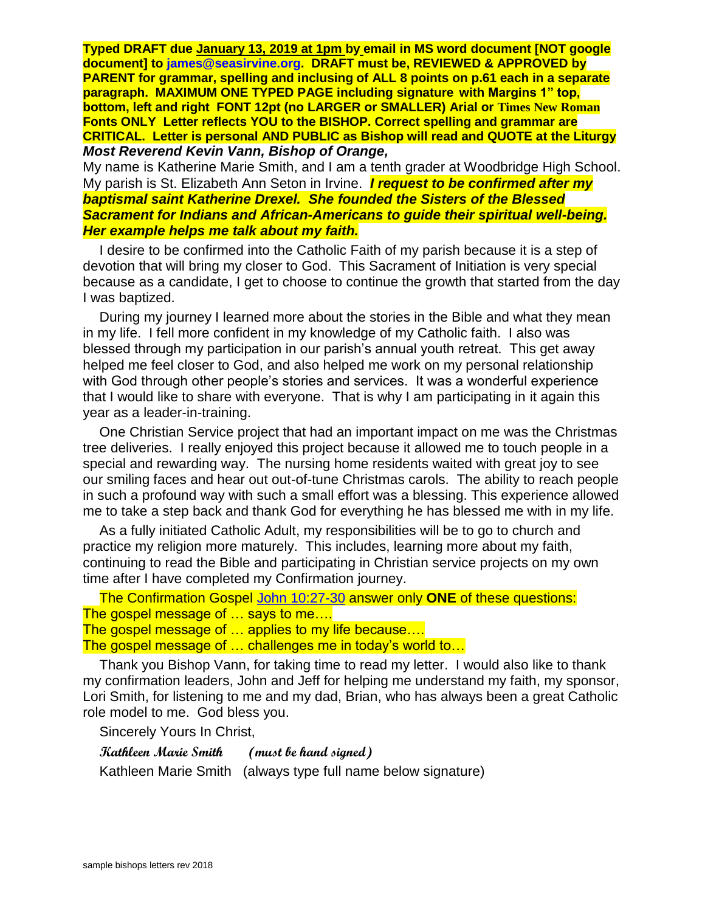**Typed DRAFT due January 13, 2019 at 1pm by email in MS word document [NOT google document] to james@seasirvine.org. DRAFT must be, REVIEWED & APPROVED by PARENT for grammar, spelling and inclusing of ALL 8 points on p.61 each in a separate paragraph. MAXIMUM ONE TYPED PAGE including signature with Margins 1" top, bottom, left and right FONT 12pt (no LARGER or SMALLER) Arial or Times New Roman Fonts ONLY Letter reflects YOU to the BISHOP. Correct spelling and grammar are CRITICAL. Letter is personal AND PUBLIC as Bishop will read and QUOTE at the Liturgy**

***Most Reverend Kevin Vann, Bishop of Orange,***

My name is Katherine Marie Smith, and I am a tenth grader at Woodbridge High School. My parish is St. Elizabeth Ann Seton in Irvine. ***I request to be confirmed after my baptismal saint Katherine Drexel. She founded the Sisters of the Blessed Sacrament for Indians and African-Americans to guide their spiritual well-being. Her example helps me talk about my faith.***

I desire to be confirmed into the Catholic Faith of my parish because it is a step of devotion that will bring my closer to God. This Sacrament of Initiation is very special because as a candidate, I get to choose to continue the growth that started from the day I was baptized.

During my journey I learned more about the stories in the Bible and what they mean in my life. I fell more confident in my knowledge of my Catholic faith. I also was blessed through my participation in our parish's annual youth retreat. This get away helped me feel closer to God, and also helped me work on my personal relationship with God through other people's stories and services. It was a wonderful experience that I would like to share with everyone. That is why I am participating in it again this year as a leader-in-training.

One Christian Service project that had an important impact on me was the Christmas tree deliveries. I really enjoyed this project because it allowed me to touch people in a special and rewarding way. The nursing home residents waited with great joy to see our smiling faces and hear out out-of-tune Christmas carols. The ability to reach people in such a profound way with such a small effort was a blessing. This experience allowed me to take a step back and thank God for everything he has blessed me with in my life.

As a fully initiated Catholic Adult, my responsibilities will be to go to church and practice my religion more maturely. This includes, learning more about my faith, continuing to read the Bible and participating in Christian service projects on my own time after I have completed my Confirmation journey.

The Confirmation Gospel John 10:27-30 answer only **ONE** of these questions:
The gospel message of … says to me….
The gospel message of … applies to my life because….
The gospel message of … challenges me in today's world to…

Thank you Bishop Vann, for taking time to read my letter. I would also like to thank my confirmation leaders, John and Jeff for helping me understand my faith, my sponsor, Lori Smith, for listening to me and my dad, Brian, who has always been a great Catholic role model to me. God bless you.

Sincerely Yours In Christ,

*Kathleen Marie Smith (must be hand signed)*

Kathleen Marie Smith (always type full name below signature)

sample bishops letters rev 2018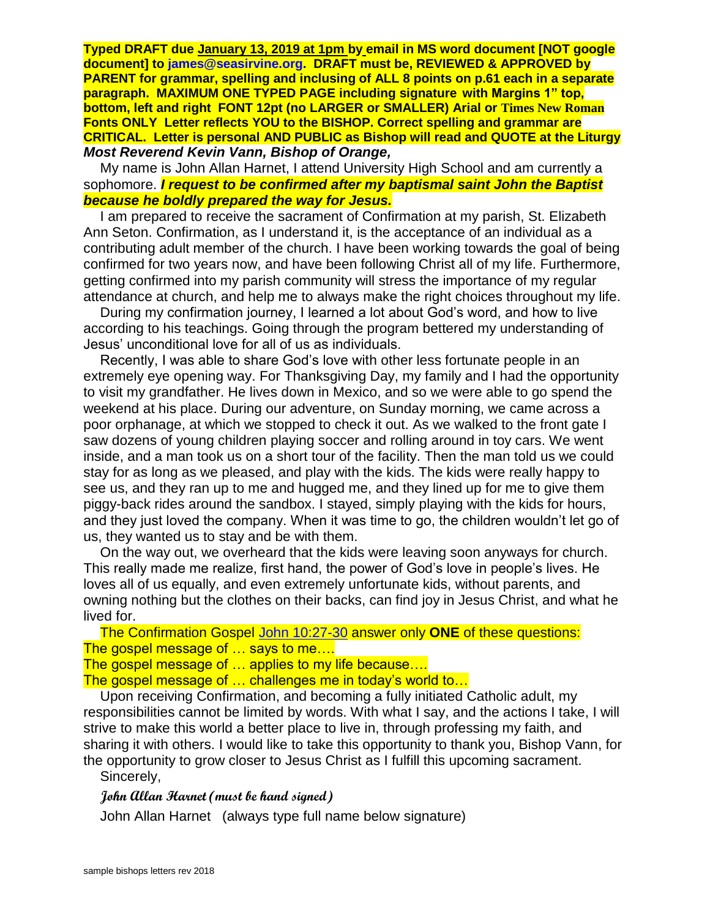**Typed DRAFT due January 13, 2019 at 1pm by email in MS word document [NOT google document] to james@seasirvine.org. DRAFT must be, REVIEWED & APPROVED by PARENT for grammar, spelling and inclusing of ALL 8 points on p.61 each in a separate paragraph. MAXIMUM ONE TYPED PAGE including signature with Margins 1" top, bottom, left and right FONT 12pt (no LARGER or SMALLER) Arial or Times New Roman Fonts ONLY Letter reflects YOU to the BISHOP. Correct spelling and grammar are CRITICAL. Letter is personal AND PUBLIC as Bishop will read and QUOTE at the Liturgy**

***Most Reverend Kevin Vann, Bishop of Orange,***

My name is John Allan Harnet, I attend University High School and am currently a sophomore. ***I request to be confirmed after my baptismal saint John the Baptist because he boldly prepared the way for Jesus.***

I am prepared to receive the sacrament of Confirmation at my parish, St. Elizabeth Ann Seton. Confirmation, as I understand it, is the acceptance of an individual as a contributing adult member of the church. I have been working towards the goal of being confirmed for two years now, and have been following Christ all of my life. Furthermore, getting confirmed into my parish community will stress the importance of my regular attendance at church, and help me to always make the right choices throughout my life.

During my confirmation journey, I learned a lot about God's word, and how to live according to his teachings. Going through the program bettered my understanding of Jesus' unconditional love for all of us as individuals.

Recently, I was able to share God's love with other less fortunate people in an extremely eye opening way. For Thanksgiving Day, my family and I had the opportunity to visit my grandfather. He lives down in Mexico, and so we were able to go spend the weekend at his place. During our adventure, on Sunday morning, we came across a poor orphanage, at which we stopped to check it out. As we walked to the front gate I saw dozens of young children playing soccer and rolling around in toy cars. We went inside, and a man took us on a short tour of the facility. Then the man told us we could stay for as long as we pleased, and play with the kids. The kids were really happy to see us, and they ran up to me and hugged me, and they lined up for me to give them piggy-back rides around the sandbox. I stayed, simply playing with the kids for hours, and they just loved the company. When it was time to go, the children wouldn't let go of us, they wanted us to stay and be with them.

On the way out, we overheard that the kids were leaving soon anyways for church. This really made me realize, first hand, the power of God's love in people's lives. He loves all of us equally, and even extremely unfortunate kids, without parents, and owning nothing but the clothes on their backs, can find joy in Jesus Christ, and what he lived for.

The Confirmation Gospel John 10:27-30 answer only **ONE** of these questions:
The gospel message of … says to me….
The gospel message of … applies to my life because….
The gospel message of … challenges me in today's world to…

Upon receiving Confirmation, and becoming a fully initiated Catholic adult, my responsibilities cannot be limited by words. With what I say, and the actions I take, I will strive to make this world a better place to live in, through professing my faith, and sharing it with others. I would like to take this opportunity to thank you, Bishop Vann, for the opportunity to grow closer to Jesus Christ as I fulfill this upcoming sacrament.

Sincerely,

**John Allan Harnet (must be hand signed)**

John Allan Harnet (always type full name below signature)

sample bishops letters rev 2018